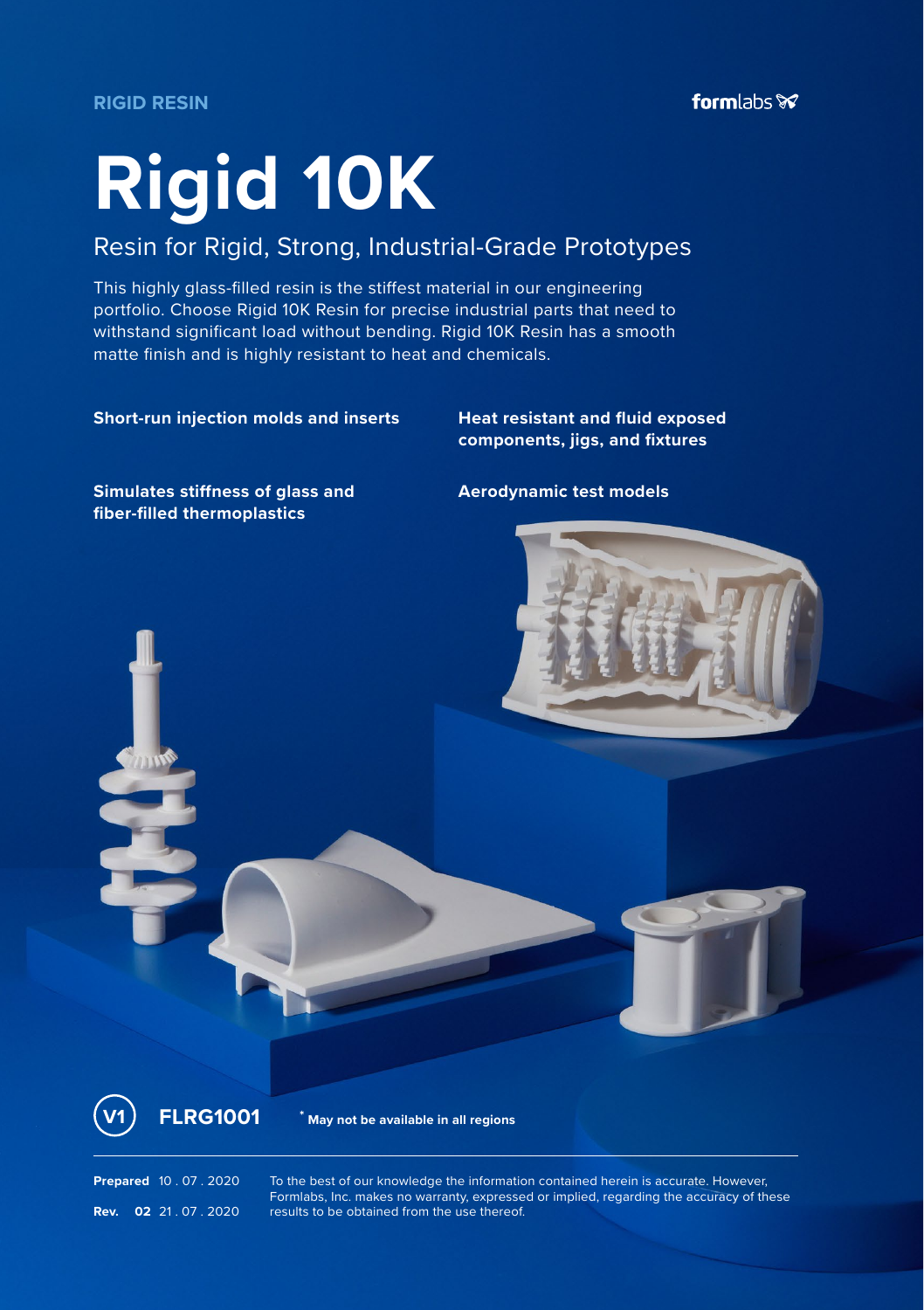**RIGID RESIN**

formlabs

# Rigid 10K

## Resin for Rigid, Strong, Industrial-Grade Prototypes

This highly glass-filled resin is the stiffest material in our engineering portfolio. Choose Rigid 10K Resin for precise industrial parts that need to withstand significant load without bending. Rigid 10K Resin has a smooth matte finish and is highly resistant to heat and chemicals.

**Short-run injection molds and inserts**

**Heat resistant and fluid exposed components, jigs, and fixtures**

**Simulates stiffness of glass and fiber-filled thermoplastics**

**Aerodynamic test models**

**V1** **FLRG1001** * **May not be available in all regions**

**Prepared** 10 . 07 . 2020

**Rev. 02** 21 . 07 . 2020

To the best of our knowledge the information contained herein is accurate. However, Formlabs, Inc. makes no warranty, expressed or implied, regarding the accuracy of these results to be obtained from the use thereof.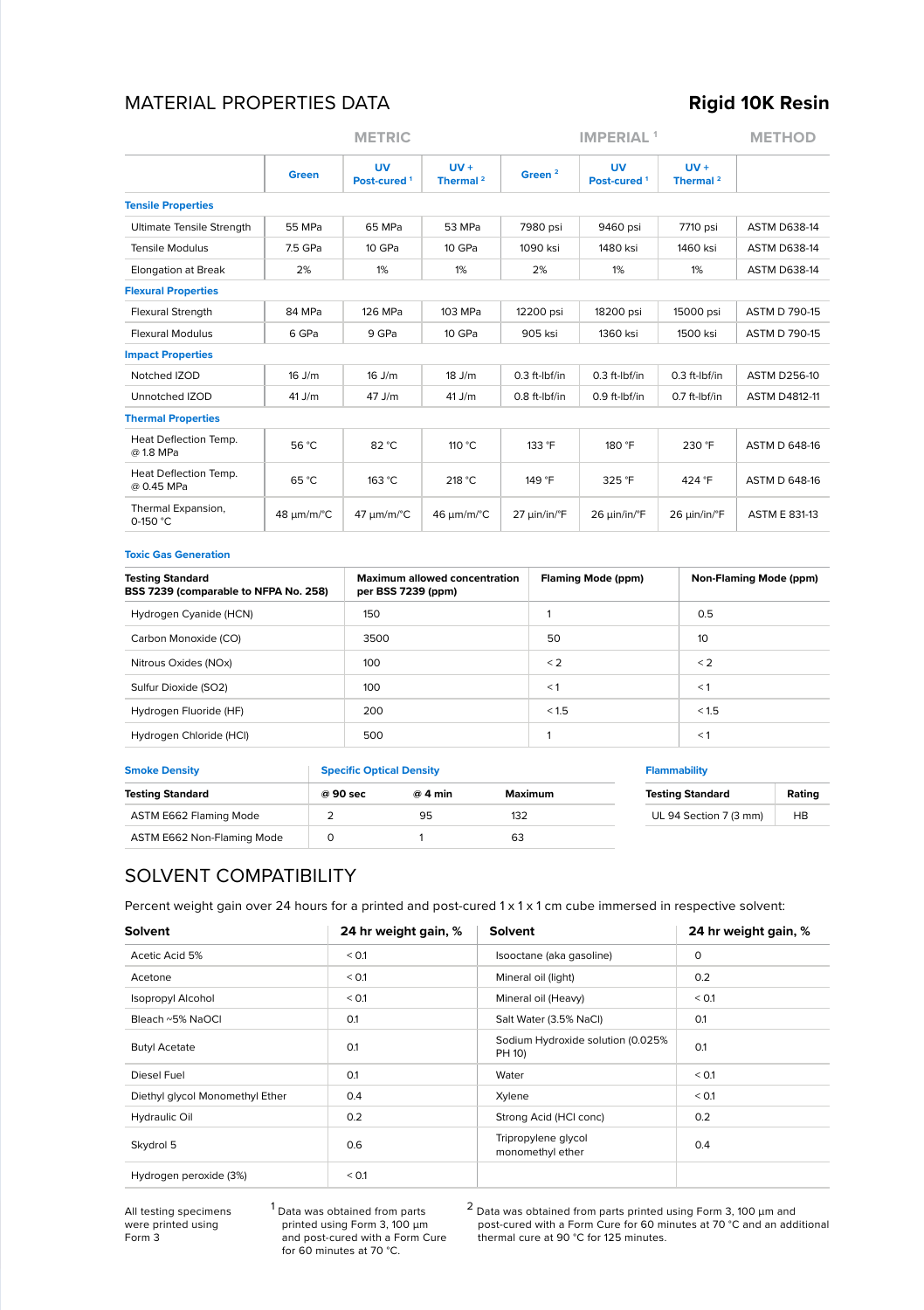# MATERIAL PROPERTIES DATA

## Rigid 10K Resin

| | METRIC | | | IMPERIAL [1] | | | METHOD |
|---|---|---|---|---|---|---|---|
| | Green | UV Post-cured [1] | UV + Thermal [2] | Green [2] | UV Post-cured [1] | UV + Thermal [2] | |
| **Tensile Properties** | | | | | | | |
| Ultimate Tensile Strength | 55 MPa | 65 MPa | 53 MPa | 7980 psi | 9460 psi | 7710 psi | ASTM D638-14 |
| Tensile Modulus | 7.5 GPa | 10 GPa | 10 GPa | 1090 ksi | 1480 ksi | 1460 ksi | ASTM D638-14 |
| Elongation at Break | 2% | 1% | 1% | 2% | 1% | 1% | ASTM D638-14 |
| **Flexural Properties** | | | | | | | |
| Flexural Strength | 84 MPa | 126 MPa | 103 MPa | 12200 psi | 18200 psi | 15000 psi | ASTM D 790-15 |
| Flexural Modulus | 6 GPa | 9 GPa | 10 GPa | 905 ksi | 1360 ksi | 1500 ksi | ASTM D 790-15 |
| **Impact Properties** | | | | | | | |
| Notched IZOD | 16 J/m | 16 J/m | 18 J/m | 0.3 ft-lbf/in | 0.3 ft-lbf/in | 0.3 ft-lbf/in | ASTM D256-10 |
| Unnotched IZOD | 41 J/m | 47 J/m | 41 J/m | 0.8 ft-lbf/in | 0.9 ft-lbf/in | 0.7 ft-lbf/in | ASTM D4812-11 |
| **Thermal Properties** | | | | | | | |
| Heat Deflection Temp. @ 1.8 MPa | 56 °C | 82 °C | 110 °C | 133 °F | 180 °F | 230 °F | ASTM D 648-16 |
| Heat Deflection Temp. @ 0.45 MPa | 65 °C | 163 °C | 218 °C | 149 °F | 325 °F | 424 °F | ASTM D 648-16 |
| Thermal Expansion, 0-150 °C | 48 μm/m/°C | 47 μm/m/°C | 46 μm/m/°C | 27 μin/in/°F | 26 μin/in/°F | 26 μin/in/°F | ASTM E 831-13 |

### Toxic Gas Generation

| Testing Standard BSS 7239 (comparable to NFPA No. 258) | Maximum allowed concentration per BSS 7239 (ppm) | Flaming Mode (ppm) | Non-Flaming Mode (ppm) |
|---|---|---|---|
| Hydrogen Cyanide (HCN) | 150 | 1 | 0.5 |
| Carbon Monoxide (CO) | 3500 | 50 | 10 |
| Nitrous Oxides (NOx) | 100 | < 2 | < 2 |
| Sulfur Dioxide (SO2) | 100 | < 1 | < 1 |
| Hydrogen Fluoride (HF) | 200 | < 1.5 | < 1.5 |
| Hydrogen Chloride (HCl) | 500 | 1 | < 1 |

### Smoke Density

| Testing Standard | Specific Optical Density @ 90 sec | @ 4 min | Maximum |
|---|---|---|---|
| ASTM E662 Flaming Mode | 2 | 95 | 132 |
| ASTM E662 Non-Flaming Mode | 0 | 1 | 63 |

### Flammability

| Testing Standard | Rating |
|---|---|
| UL 94 Section 7 (3 mm) | HB |

# SOLVENT COMPATIBILITY

Percent weight gain over 24 hours for a printed and post-cured 1 x 1 x 1 cm cube immersed in respective solvent:

| Solvent | 24 hr weight gain, % | Solvent | 24 hr weight gain, % |
|---|---|---|---|
| Acetic Acid 5% | < 0.1 | Isooctane (aka gasoline) | 0 |
| Acetone | < 0.1 | Mineral oil (light) | 0.2 |
| Isopropyl Alcohol | < 0.1 | Mineral oil (Heavy) | < 0.1 |
| Bleach ~5% NaOCl | 0.1 | Salt Water (3.5% NaCl) | 0.1 |
| Butyl Acetate | 0.1 | Sodium Hydroxide solution (0.025% PH 10) | 0.1 |
| Diesel Fuel | 0.1 | Water | < 0.1 |
| Diethyl glycol Monomethyl Ether | 0.4 | Xylene | < 0.1 |
| Hydraulic Oil | 0.2 | Strong Acid (HCl conc) | 0.2 |
| Skydrol 5 | 0.6 | Tripropylene glycol monomethyl ether | 0.4 |
| Hydrogen peroxide (3%) | < 0.1 | | |

All testing specimens were printed using Form 3

[1] Data was obtained from parts printed using Form 3, 100 μm and post-cured with a Form Cure for 60 minutes at 70 °C.

[2] Data was obtained from parts printed using Form 3, 100 μm and post-cured with a Form Cure for 60 minutes at 70 °C and an additional thermal cure at 90 °C for 125 minutes.